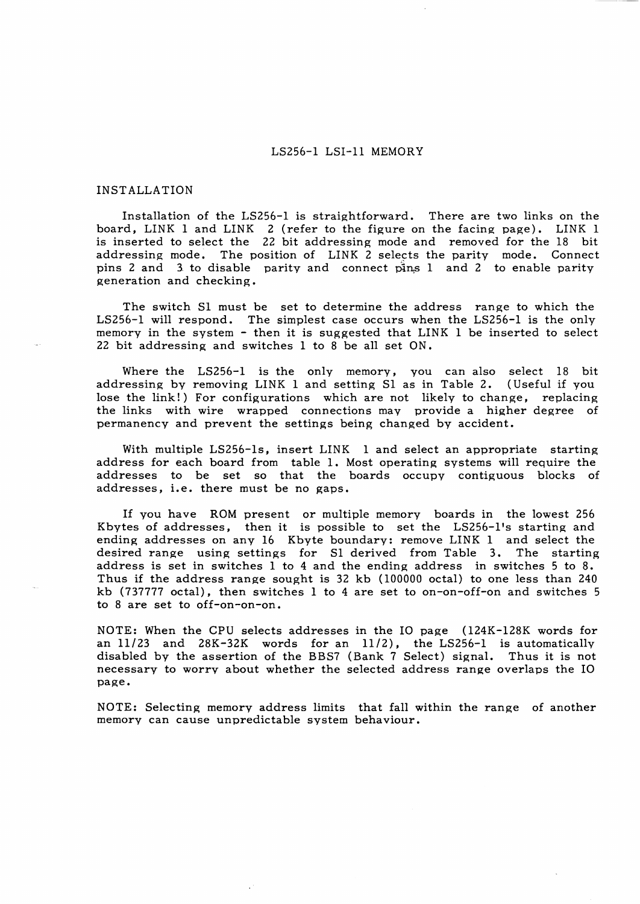# LS256-1 LSI-11 MEMORY

## INSTALLATION

Installation of the LS256-1 is straightforward. There are two links on the board, LINK 1 and LINK 2 (refer to the figure on the facing page). LINK 1 is inserted to select the 22 bit addressing mode and removed for the 18 bit addressing mode. The position of LINK 2 selects the parity mode. Connect pins 2 and 3 to disable parity and connect pins 1 and 2 to enable parity generation and checking.

The switch S1 must be set to determine the address range to which the LS256-1 will respond. The simplest case occurs when the LS256-1 is the only memory in the system - then it is suggested that LINK 1 be inserted to select 22 bit addressing and switches 1 to 8 be all set ON.

Where the LS256-1 is the only memory, you can also select 18 bit addressing by removing LINK 1 and setting S1 as in Table 2. (Useful if you lose the link!) For configurations which are not likely to change, replacing the links with wire wrapped connections may provide a higher degree of permanency and prevent the settings being changed by accident.

With multiple LS256-1s, insert LINK 1 and select an appropriate starting address for each board from table 1. Most operating systems will require the addresses to be set so that the boards occupy contiguous blocks of addresses, i.e. there must be no gaps.

If you have ROM present or multiple memory boards in the lowest 256 Kbytes of addresses, then it is possible to set the LS256-1's starting and ending addresses on any 16 Kbyte boundary: remove LINK 1 and select the desired range using settings for S1 derived from Table 3. The starting address is set in switches 1 to 4 and the ending address in switches 5 to 8. Thus if the address range sought is 32 kb (100000 octal) to one less than 240 kb (737777 octal), then switches 1 to 4 are set to on-on-off-on and switches 5 to 8 are set to off-on-on-on.

NOTE: When the CPU selects addresses in the IO page (124K-128K words for an 11/23 and 28K-32K words for an 11/2), the LS256-1 is automatically disabled by the assertion of the BBS7 (Bank 7 Select) signal. Thus it is not necessary to worry about whether the selected address range overlaps the IO page.

NOTE: Selecting memory address limits that fall within the range of another memory can cause unpredictable system behaviour.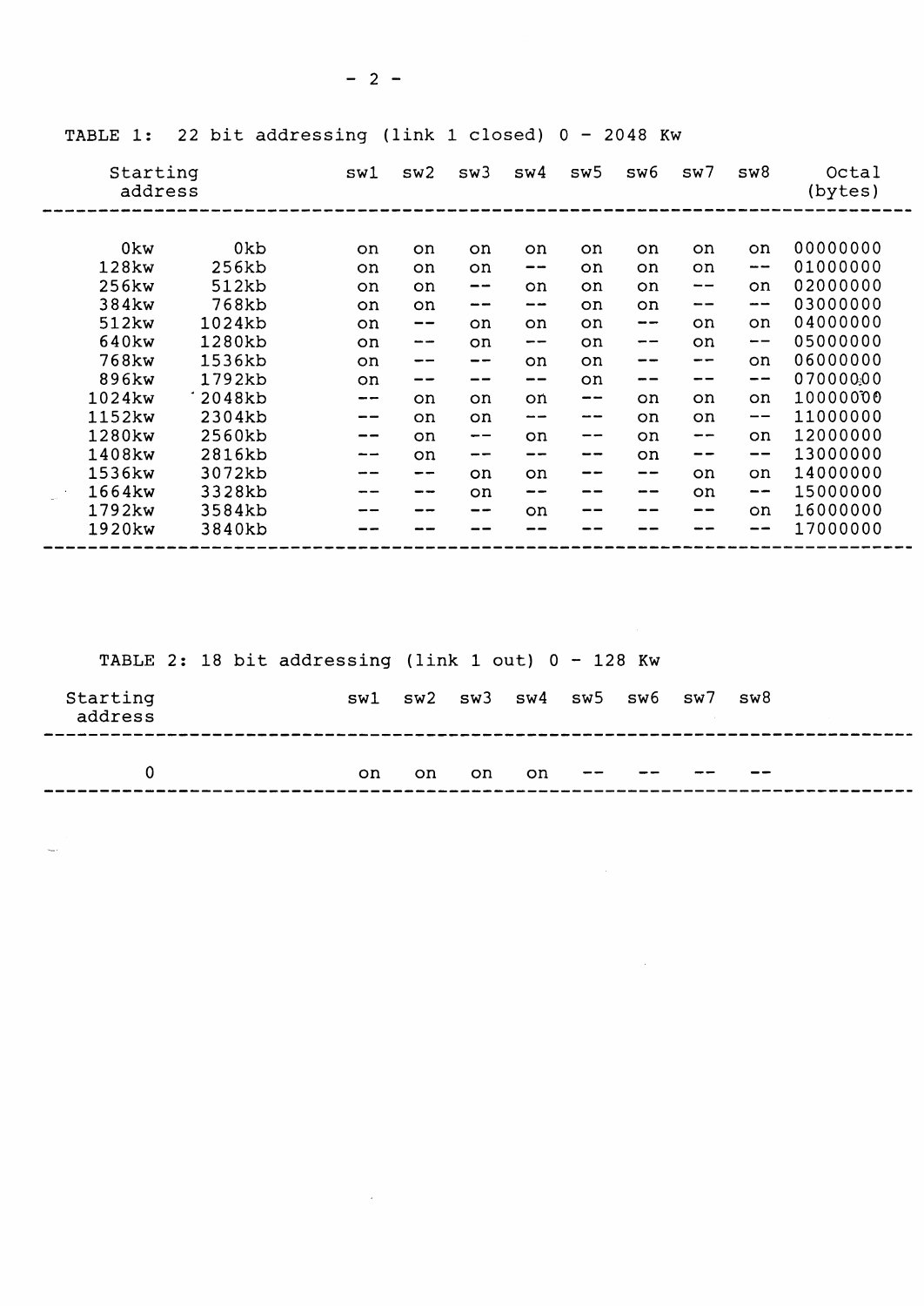TABLE 1: 22 bit addressing (link 1 closed) 0 - 2048 Kw

| Starting address | | sw1 | sw2 | sw3 | sw4 | sw5 | sw6 | sw7 | sw8 | Octal (bytes) |
|---|---|---|---|---|---|---|---|---|---|---|
| 0kw | 0kb | on | on | on | on | on | on | on | on | 00000000 |
| 128kw | 256kb | on | on | on | -- | on | on | on | -- | 01000000 |
| 256kw | 512kb | on | on | -- | on | on | on | -- | on | 02000000 |
| 384kw | 768kb | on | on | -- | -- | on | on | -- | -- | 03000000 |
| 512kw | 1024kb | on | -- | on | on | on | -- | on | on | 04000000 |
| 640kw | 1280kb | on | -- | on | -- | on | -- | on | -- | 05000000 |
| 768kw | 1536kb | on | -- | -- | on | on | -- | -- | on | 06000000 |
| 896kw | 1792kb | on | -- | -- | -- | on | -- | -- | -- | 07000000 |
| 1024kw | 2048kb | -- | on | on | on | -- | on | on | on | 10000000 |
| 1152kw | 2304kb | -- | on | on | -- | -- | on | on | -- | 11000000 |
| 1280kw | 2560kb | -- | on | -- | on | -- | on | -- | on | 12000000 |
| 1408kw | 2816kb | -- | on | -- | -- | -- | on | -- | -- | 13000000 |
| 1536kw | 3072kb | -- | -- | on | on | -- | -- | on | on | 14000000 |
| 1664kw | 3328kb | -- | -- | on | -- | -- | -- | on | -- | 15000000 |
| 1792kw | 3584kb | -- | -- | -- | on | -- | -- | -- | on | 16000000 |
| 1920kw | 3840kb | -- | -- | -- | -- | -- | -- | -- | -- | 17000000 |

TABLE 2: 18 bit addressing (link 1 out) 0 - 128 Kw

| Starting address | sw1 | sw2 | sw3 | sw4 | sw5 | sw6 | sw7 | sw8 |
|---|---|---|---|---|---|---|---|---|
| 0 | on | on | on | on | -- | -- | -- | -- |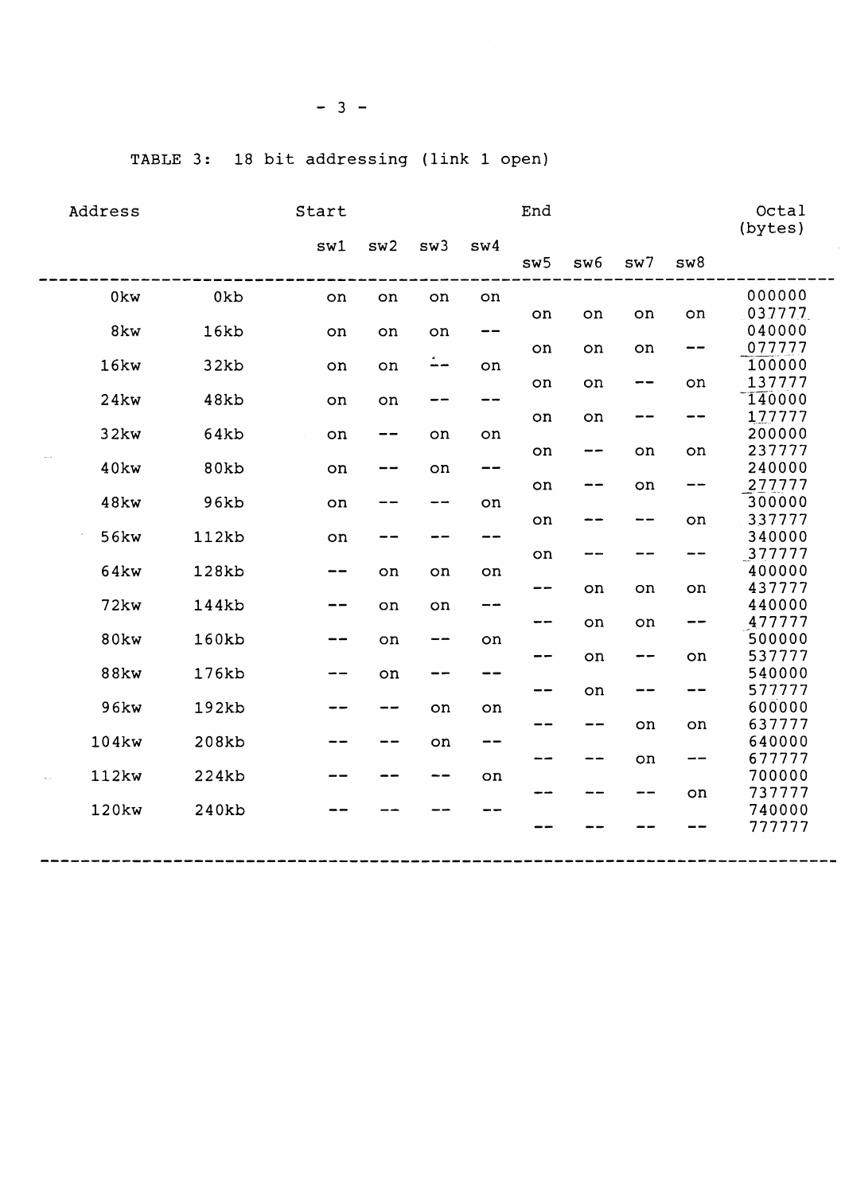TABLE 3: 18 bit addressing (link 1 open)

| Address | | Start sw1 | sw2 | sw3 | sw4 | End sw5 | sw6 | sw7 | sw8 | Octal (bytes) |
|---|---|---|---|---|---|---|---|---|---|---|
| 0kw | 0kb | on | on | on | on | | | | | 000000 |
| | | | | | | on | on | on | on | 037777 |
| 8kw | 16kb | on | on | on | -- | | | | | 040000 |
| | | | | | | on | on | on | -- | 077777 |
| 16kw | 32kb | on | on | -- | on | | | | | 100000 |
| | | | | | | on | on | -- | on | 137777 |
| 24kw | 48kb | on | on | -- | -- | | | | | 140000 |
| | | | | | | on | on | -- | -- | 177777 |
| 32kw | 64kb | on | -- | on | on | | | | | 200000 |
| | | | | | | on | -- | on | on | 237777 |
| 40kw | 80kb | on | -- | on | -- | | | | | 240000 |
| | | | | | | on | -- | on | -- | 277777 |
| 48kw | 96kb | on | -- | -- | on | | | | | 300000 |
| | | | | | | on | -- | -- | on | 337777 |
| 56kw | 112kb | on | -- | -- | -- | | | | | 340000 |
| | | | | | | on | -- | -- | -- | 377777 |
| 64kw | 128kb | -- | on | on | on | | | | | 400000 |
| | | | | | | -- | on | on | on | 437777 |
| 72kw | 144kb | -- | on | on | -- | | | | | 440000 |
| | | | | | | -- | on | on | -- | 477777 |
| 80kw | 160kb | -- | on | -- | on | | | | | 500000 |
| | | | | | | -- | on | -- | on | 537777 |
| 88kw | 176kb | -- | on | -- | -- | | | | | 540000 |
| | | | | | | -- | on | -- | -- | 577777 |
| 96kw | 192kb | -- | -- | on | on | | | | | 600000 |
| | | | | | | -- | -- | on | on | 637777 |
| 104kw | 208kb | -- | -- | on | -- | | | | | 640000 |
| | | | | | | -- | -- | on | -- | 677777 |
| 112kw | 224kb | -- | -- | -- | on | | | | | 700000 |
| | | | | | | -- | -- | -- | on | 737777 |
| 120kw | 240kb | -- | -- | -- | -- | | | | | 740000 |
| | | | | | | -- | -- | -- | -- | 777777 |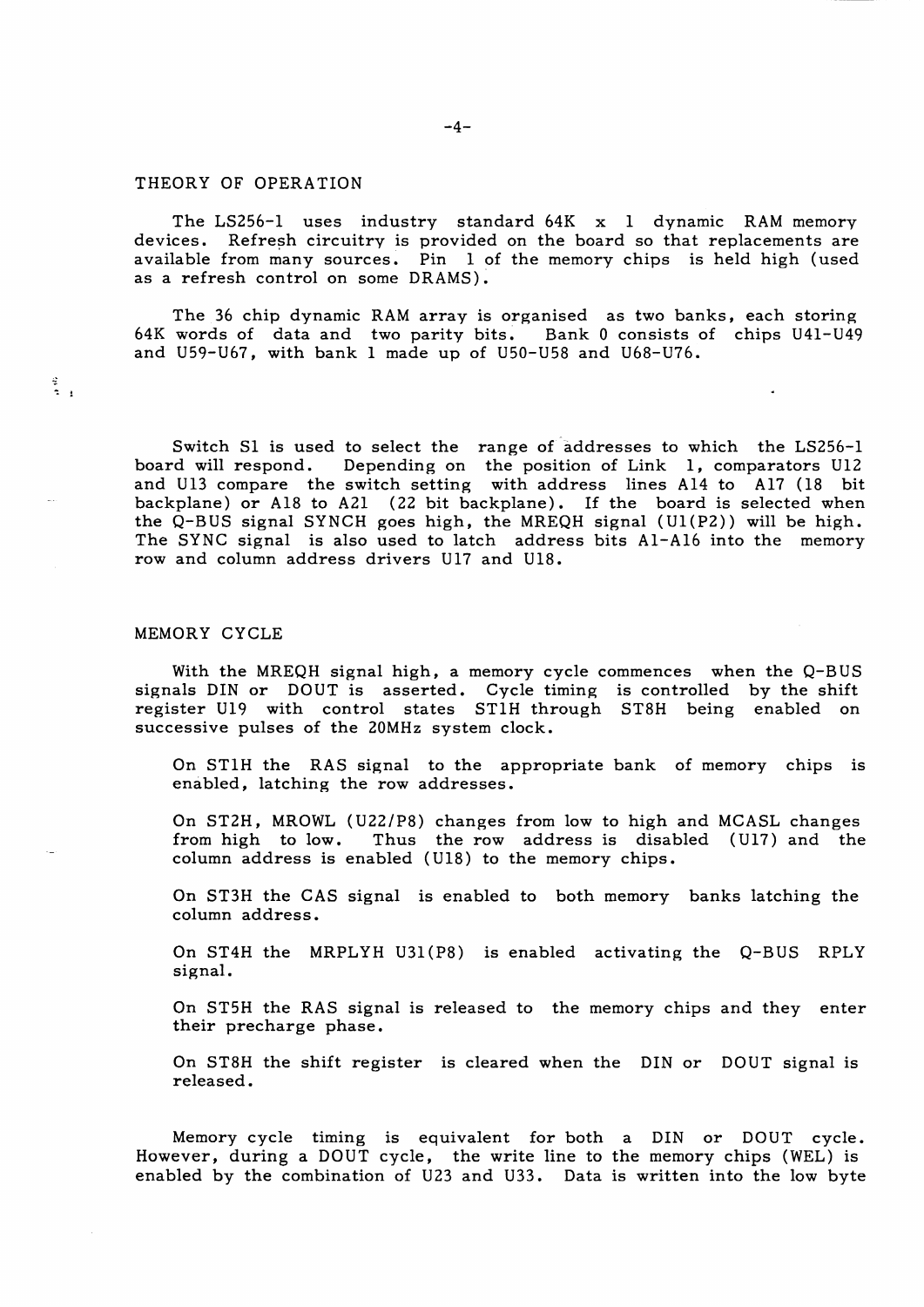## THEORY OF OPERATION

The LS256-1 uses industry standard 64K x 1 dynamic RAM memory devices. Refresh circuitry is provided on the board so that replacements are available from many sources. Pin 1 of the memory chips is held high (used as a refresh control on some DRAMS).

The 36 chip dynamic RAM array is organised as two banks, each storing 64K words of data and two parity bits. Bank 0 consists of chips U41-U49 and U59-U67, with bank 1 made up of U50-U58 and U68-U76.

Switch S1 is used to select the range of addresses to which the LS256-1 board will respond. Depending on the position of Link 1, comparators U12 and U13 compare the switch setting with address lines A14 to A17 (18 bit backplane) or A18 to A21 (22 bit backplane). If the board is selected when the Q-BUS signal SYNCH goes high, the MREQH signal (U1(P2)) will be high. The SYNC signal is also used to latch address bits A1-A16 into the memory row and column address drivers U17 and U18.

## MEMORY CYCLE

With the MREQH signal high, a memory cycle commences when the Q-BUS signals DIN or DOUT is asserted. Cycle timing is controlled by the shift register U19 with control states ST1H through ST8H being enabled on successive pulses of the 20MHz system clock.

On ST1H the RAS signal to the appropriate bank of memory chips is enabled, latching the row addresses.

On ST2H, MROWL (U22/P8) changes from low to high and MCASL changes from high to low. Thus the row address is disabled (U17) and the column address is enabled (U18) to the memory chips.

On ST3H the CAS signal is enabled to both memory banks latching the column address.

On ST4H the MRPLYH U31(P8) is enabled activating the Q-BUS RPLY signal.

On ST5H the RAS signal is released to the memory chips and they enter their precharge phase.

On ST8H the shift register is cleared when the DIN or DOUT signal is released.

Memory cycle timing is equivalent for both a DIN or DOUT cycle. However, during a DOUT cycle, the write line to the memory chips (WEL) is enabled by the combination of U23 and U33. Data is written into the low byte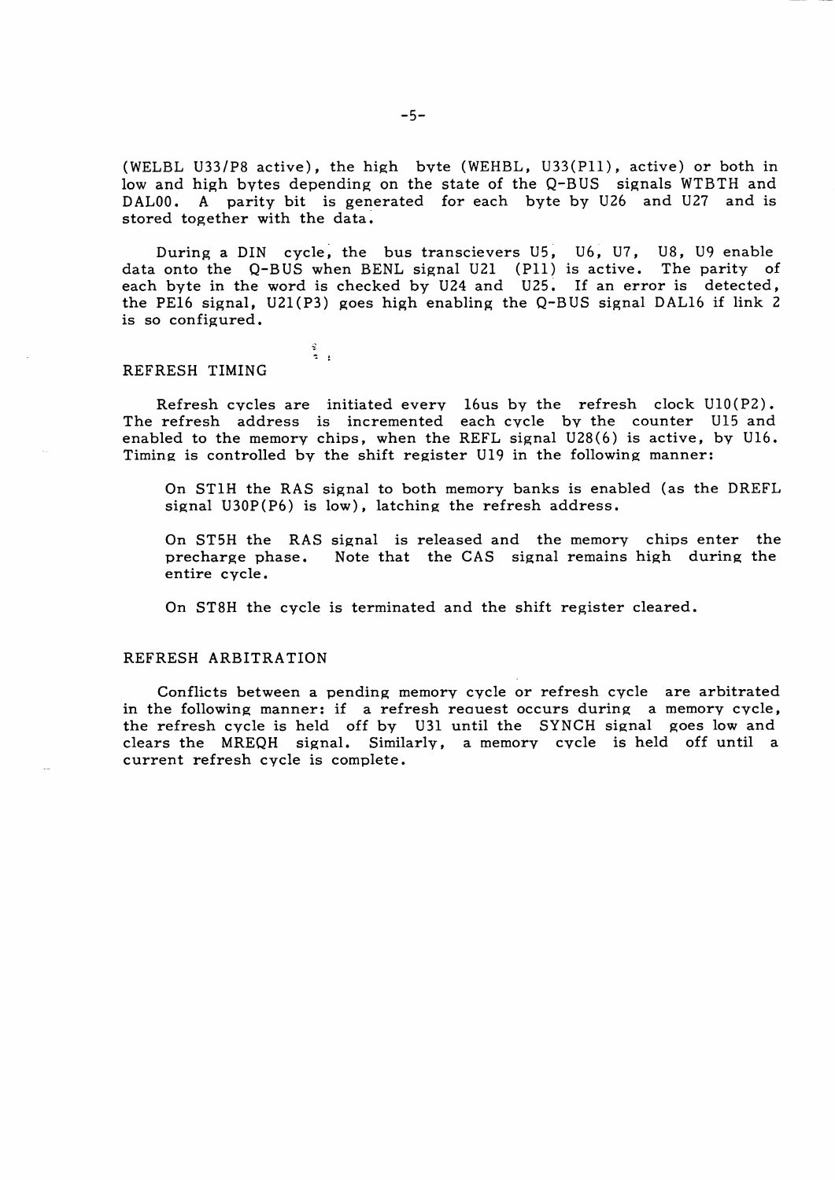(WELBL U33/P8 active), the high byte (WEHBL, U33(P11), active) or both in low and high bytes depending on the state of the Q-BUS signals WTBTH and DAL00. A parity bit is generated for each byte by U26 and U27 and is stored together with the data.

During a DIN cycle, the bus transcievers U5, U6, U7, U8, U9 enable data onto the Q-BUS when BENL signal U21 (P11) is active. The parity of each byte in the word is checked by U24 and U25. If an error is detected, the PE16 signal, U21(P3) goes high enabling the Q-BUS signal DAL16 if link 2 is so configured.

## REFRESH TIMING

Refresh cycles are initiated every 16us by the refresh clock U10(P2). The refresh address is incremented each cycle by the counter U15 and enabled to the memory chips, when the REFL signal U28(6) is active, by U16. Timing is controlled by the shift register U19 in the following manner:

On ST1H the RAS signal to both memory banks is enabled (as the DREFL signal U30P(P6) is low), latching the refresh address.

On ST5H the RAS signal is released and the memory chips enter the precharge phase. Note that the CAS signal remains high during the entire cycle.

On ST8H the cycle is terminated and the shift register cleared.

## REFRESH ARBITRATION

Conflicts between a pending memory cycle or refresh cycle are arbitrated in the following manner: if a refresh request occurs during a memory cycle, the refresh cycle is held off by U31 until the SYNCH signal goes low and clears the MREQH signal. Similarly, a memory cycle is held off until a current refresh cycle is complete.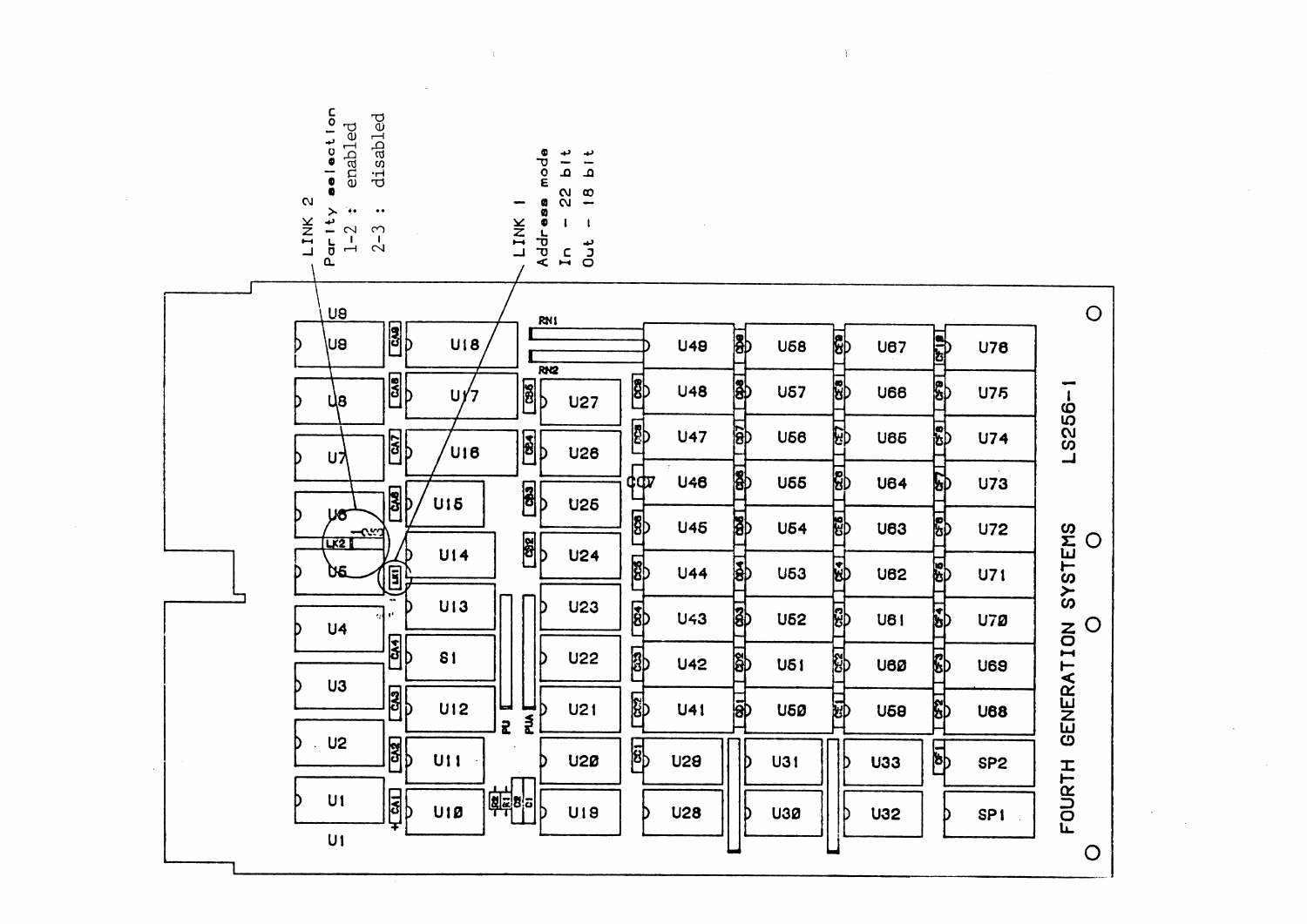LINK 2
Parity selection
1-2 : enabled
2-3 : disabled

LINK 1
Address mode
In - 22 bit
Out - 18 bit

U9 U8 U7 U6 U5 U4 U3 U2 U1
LK2 LK1
CA9 CA8 CA7 CA6 CA4 CA3 CA2 CA1
U18 U17 U16 U15 U14 U13 S1 U12 U11 U10
R2 R1 C2 C1
RN1 RN2
PU PUA
CB5 CB4 CB3 CB2
U27 U26 U25 U24 U23 U22 U21 U20 U19
CC9 CC8 CC7 CC6 CC5 CC4 CC3 CC2 CC1
U49 U48 U47 U46 U45 U44 U43 U42 U41 U29 U28
CD9 CD8 CD7 CD6 CD5 CD4 CD3 CD2 CD1
U58 U57 U56 U55 U54 U53 U52 U51 U50 U31 U30
CE9 CE8 CE7 CE6 CE5 CE4 CE3 CE2 CE1
U67 U66 U65 U64 U63 U62 U61 U60 U59 U33 U32
CF10 CF9 CF8 CF7 CF6 CF5 CF4 CF3 CF2 CF1
U76 U75 U74 U73 U72 U71 U70 U69 U68 SP2 SP1

LS256-1

FOURTH GENERATION SYSTEMS